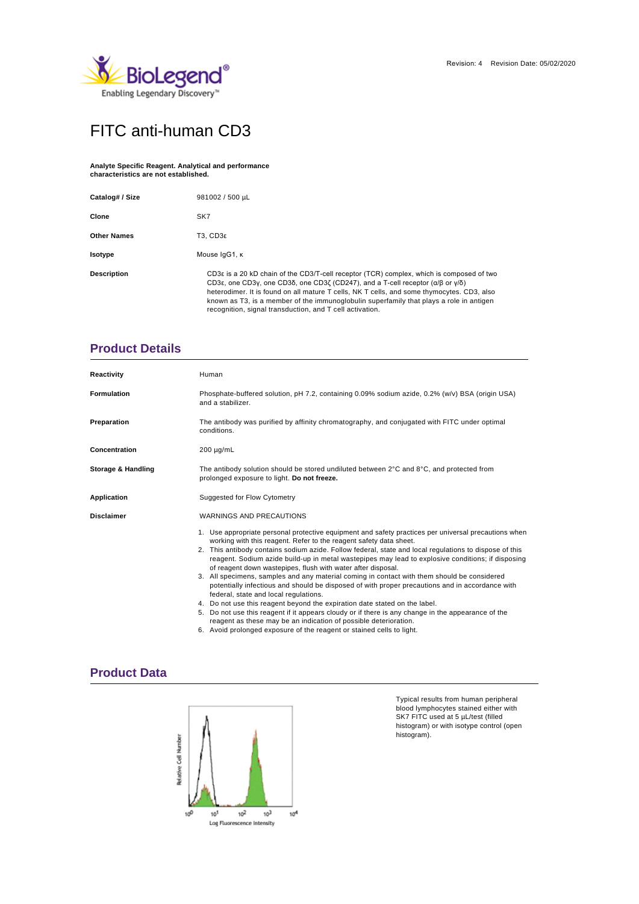Revision: 4 Revision Date: 05/02/2020

# FITC anti-human CD3

**Analyte Specific Reagent. Analytical and performance characteristics are not established.**

| | |
|---|---|
| **Catalog# / Size** | 981002 / 500 µL |
| **Clone** | SK7 |
| **Other Names** | T3, CD3ε |
| **Isotype** | Mouse IgG1, κ |
| **Description** | CD3ε is a 20 kD chain of the CD3/T-cell receptor (TCR) complex, which is composed of two CD3ε, one CD3γ, one CD3δ, one CD3ζ (CD247), and a T-cell receptor (α/β or γ/δ) heterodimer. It is found on all mature T cells, NK T cells, and some thymocytes. CD3, also known as T3, is a member of the immunoglobulin superfamily that plays a role in antigen recognition, signal transduction, and T cell activation. |

## Product Details

| | |
|---|---|
| **Reactivity** | Human |
| **Formulation** | Phosphate-buffered solution, pH 7.2, containing 0.09% sodium azide, 0.2% (w/v) BSA (origin USA) and a stabilizer. |
| **Preparation** | The antibody was purified by affinity chromatography, and conjugated with FITC under optimal conditions. |
| **Concentration** | 200 µg/mL |
| **Storage & Handling** | The antibody solution should be stored undiluted between 2°C and 8°C, and protected from prolonged exposure to light. **Do not freeze.** |
| **Application** | Suggested for Flow Cytometry |
| **Disclaimer** | WARNINGS AND PRECAUTIONS |

1. Use appropriate personal protective equipment and safety practices per universal precautions when working with this reagent. Refer to the reagent safety data sheet.
2. This antibody contains sodium azide. Follow federal, state and local regulations to dispose of this reagent. Sodium azide build-up in metal wastepipes may lead to explosive conditions; if disposing of reagent down wastepipes, flush with water after disposal.
3. All specimens, samples and any material coming in contact with them should be considered potentially infectious and should be disposed of with proper precautions and in accordance with federal, state and local regulations.
4. Do not use this reagent beyond the expiration date stated on the label.
5. Do not use this reagent if it appears cloudy or if there is any change in the appearance of the reagent as these may be an indication of possible deterioration.
6. Avoid prolonged exposure of the reagent or stained cells to light.

## Product Data

Typical results from human peripheral blood lymphocytes stained either with SK7 FITC used at 5 µL/test (filled histogram) or with isotype control (open histogram).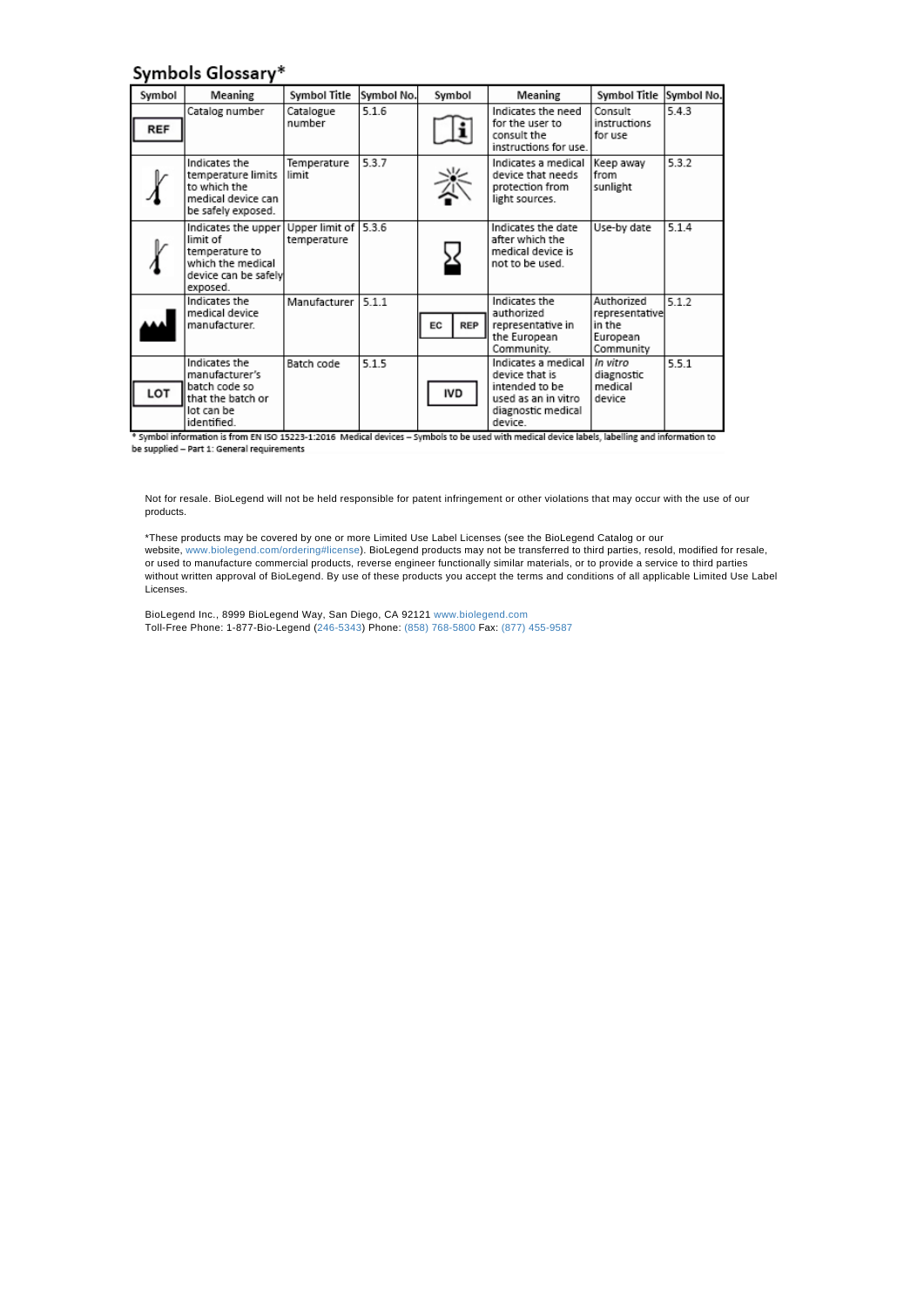## Symbols Glossary*

| Symbol | Meaning | Symbol Title | Symbol No. | Symbol | Meaning | Symbol Title | Symbol No. |
|---|---|---|---|---|---|---|---|
| REF | Catalog number | Catalogue number | 5.1.6 | | Indicates the need for the user to consult the instructions for use. | Consult instructions for use | 5.4.3 |
| | Indicates the temperature limits to which the medical device can be safely exposed. | Temperature limit | 5.3.7 | | Indicates a medical device that needs protection from light sources. | Keep away from sunlight | 5.3.2 |
| | Indicates the upper limit of temperature to which the medical device can be safely exposed. | Upper limit of temperature | 5.3.6 | | Indicates the date after which the medical device is not to be used. | Use-by date | 5.1.4 |
| | Indicates the medical device manufacturer. | Manufacturer | 5.1.1 | EC REP | Indicates the authorized representative in the European Community. | Authorized representative in the European Community | 5.1.2 |
| LOT | Indicates the manufacturer's batch code so that the batch or lot can be identified. | Batch code | 5.1.5 | IVD | Indicates a medical device that is intended to be used as an in vitro diagnostic medical device. | *In vitro* diagnostic medical device | 5.5.1 |

* Symbol information is from EN ISO 15223-1:2016 Medical devices – Symbols to be used with medical device labels, labelling and information to be supplied – Part 1: General requirements

Not for resale. BioLegend will not be held responsible for patent infringement or other violations that may occur with the use of our products.

*These products may be covered by one or more Limited Use Label Licenses (see the BioLegend Catalog or our website, www.biolegend.com/ordering#license). BioLegend products may not be transferred to third parties, resold, modified for resale, or used to manufacture commercial products, reverse engineer functionally similar materials, or to provide a service to third parties without written approval of BioLegend. By use of these products you accept the terms and conditions of all applicable Limited Use Label Licenses.

BioLegend Inc., 8999 BioLegend Way, San Diego, CA 92121 www.biolegend.com
Toll-Free Phone: 1-877-Bio-Legend (246-5343) Phone: (858) 768-5800 Fax: (877) 455-9587